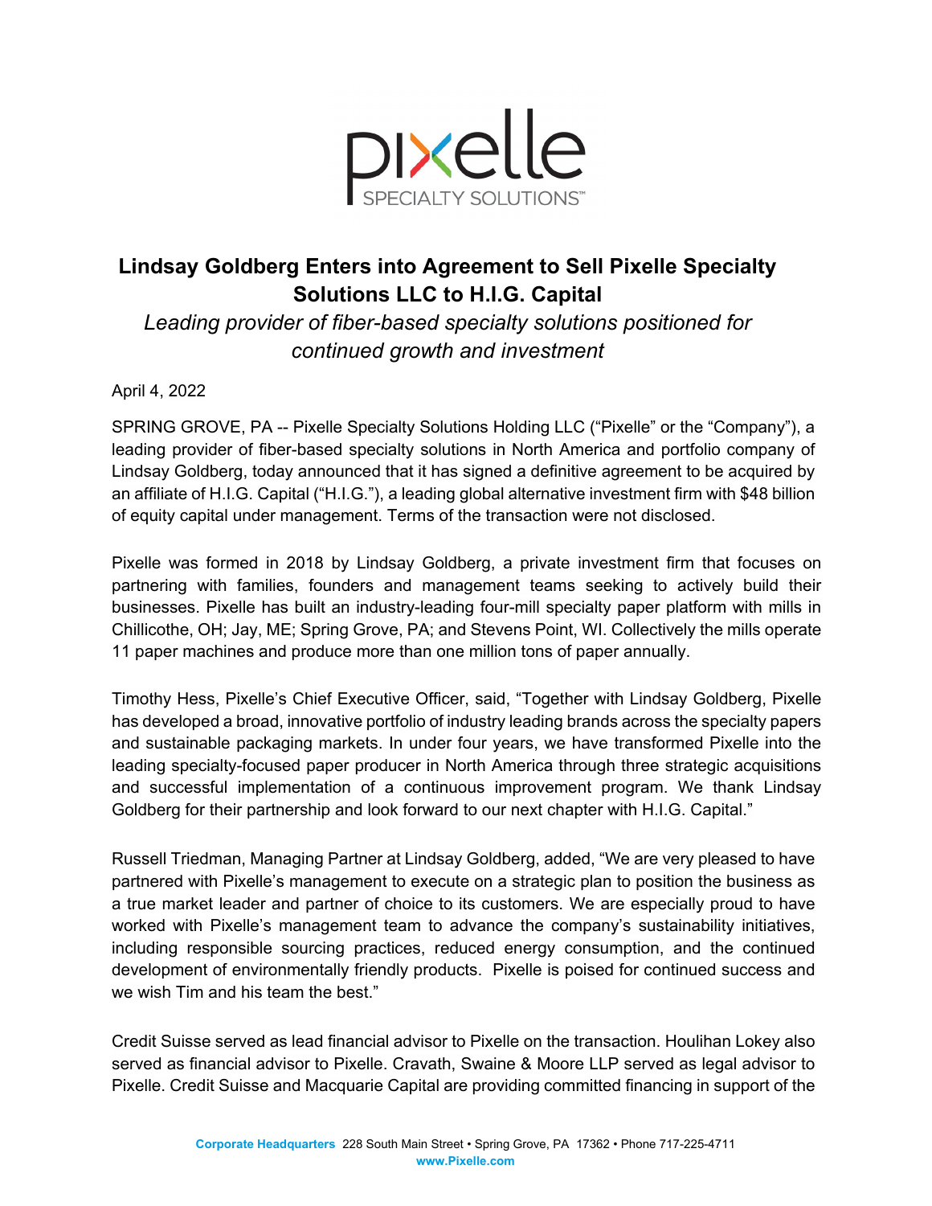# Lindsay Goldberg Enters into Agreement to Sell Pixelle Specialty Solutions LLC to H.I.G. Capital

*Leading provider of fiber-based specialty solutions positioned for continued growth and investment*

April 4, 2022

SPRING GROVE, PA -- Pixelle Specialty Solutions Holding LLC ("Pixelle" or the "Company"), a leading provider of fiber-based specialty solutions in North America and portfolio company of Lindsay Goldberg, today announced that it has signed a definitive agreement to be acquired by an affiliate of H.I.G. Capital ("H.I.G."), a leading global alternative investment firm with $48 billion of equity capital under management. Terms of the transaction were not disclosed.

Pixelle was formed in 2018 by Lindsay Goldberg, a private investment firm that focuses on partnering with families, founders and management teams seeking to actively build their businesses. Pixelle has built an industry-leading four-mill specialty paper platform with mills in Chillicothe, OH; Jay, ME; Spring Grove, PA; and Stevens Point, WI. Collectively the mills operate 11 paper machines and produce more than one million tons of paper annually.

Timothy Hess, Pixelle's Chief Executive Officer, said, "Together with Lindsay Goldberg, Pixelle has developed a broad, innovative portfolio of industry leading brands across the specialty papers and sustainable packaging markets. In under four years, we have transformed Pixelle into the leading specialty-focused paper producer in North America through three strategic acquisitions and successful implementation of a continuous improvement program. We thank Lindsay Goldberg for their partnership and look forward to our next chapter with H.I.G. Capital."

Russell Triedman, Managing Partner at Lindsay Goldberg, added, "We are very pleased to have partnered with Pixelle's management to execute on a strategic plan to position the business as a true market leader and partner of choice to its customers. We are especially proud to have worked with Pixelle's management team to advance the company's sustainability initiatives, including responsible sourcing practices, reduced energy consumption, and the continued development of environmentally friendly products. Pixelle is poised for continued success and we wish Tim and his team the best."

Credit Suisse served as lead financial advisor to Pixelle on the transaction. Houlihan Lokey also served as financial advisor to Pixelle. Cravath, Swaine & Moore LLP served as legal advisor to Pixelle. Credit Suisse and Macquarie Capital are providing committed financing in support of the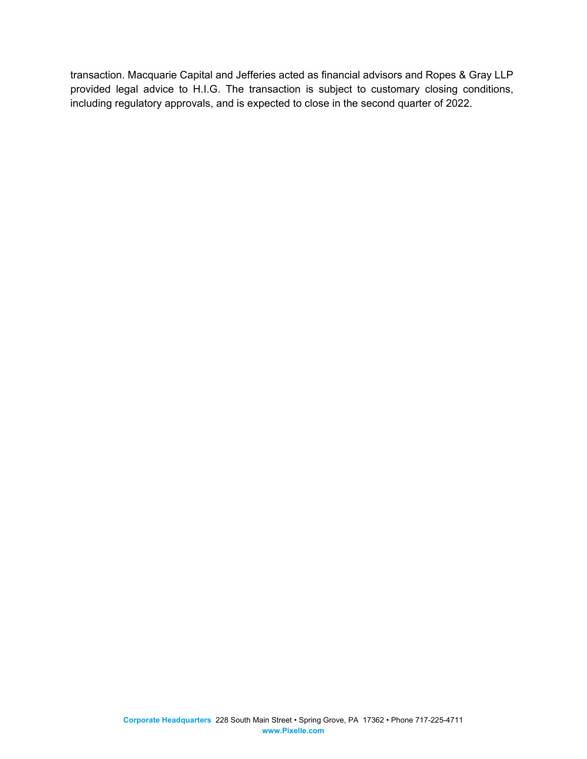transaction. Macquarie Capital and Jefferies acted as financial advisors and Ropes & Gray LLP provided legal advice to H.I.G. The transaction is subject to customary closing conditions, including regulatory approvals, and is expected to close in the second quarter of 2022.